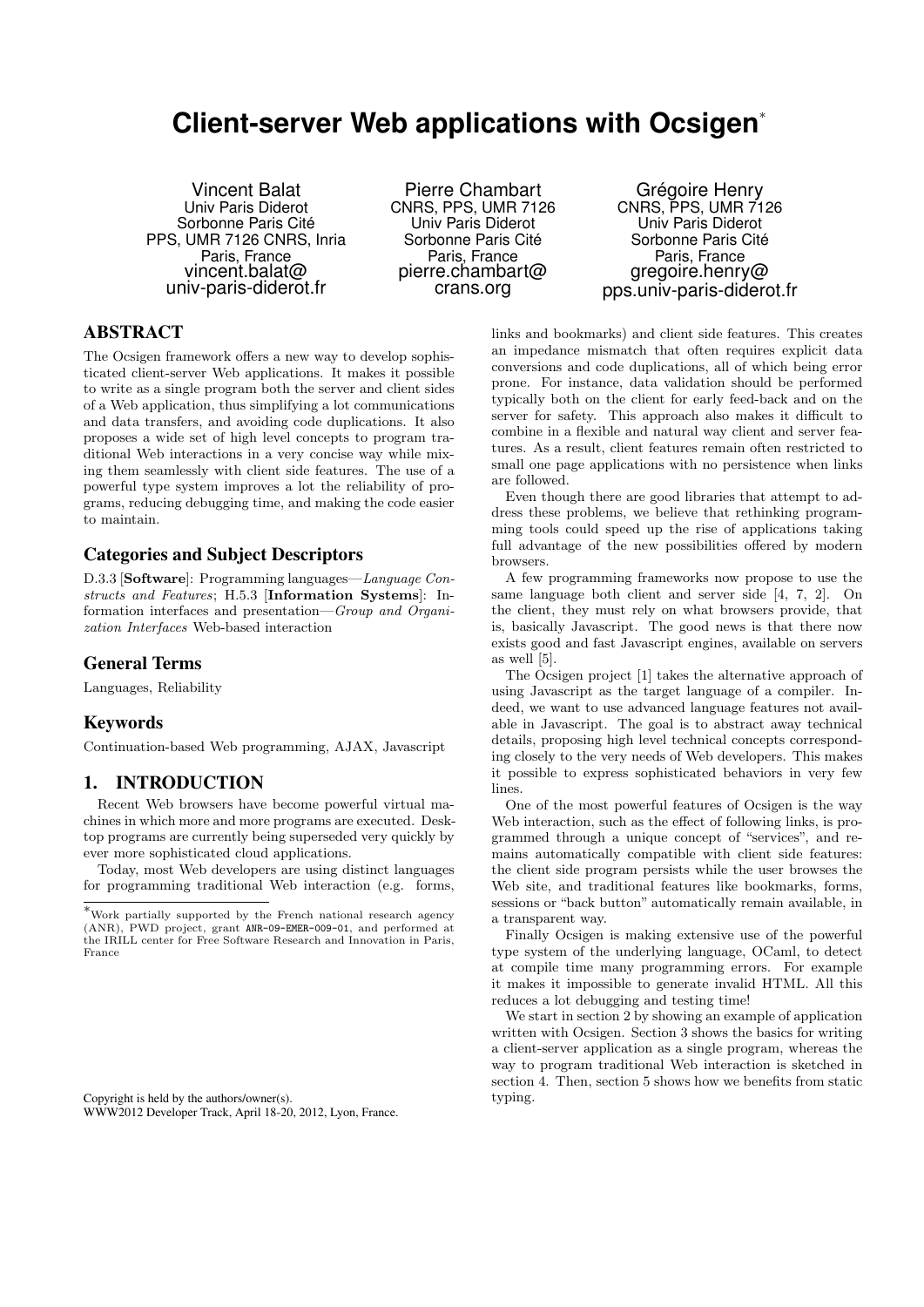# Client-server Web applications with Ocsigen*

Vincent Balat
Univ Paris Diderot
Sorbonne Paris Cité
PPS, UMR 7126 CNRS, Inria
Paris, France
vincent.balat@univ-paris-diderot.fr

Pierre Chambart
CNRS, PPS, UMR 7126
Univ Paris Diderot
Sorbonne Paris Cité
Paris, France
pierre.chambart@crans.org

Grégoire Henry
CNRS, PPS, UMR 7126
Univ Paris Diderot
Sorbonne Paris Cité
Paris, France
gregoire.henry@pps.univ-paris-diderot.fr

## ABSTRACT

The Ocsigen framework offers a new way to develop sophisticated client-server Web applications. It makes it possible to write as a single program both the server and client sides of a Web application, thus simplifying a lot communications and data transfers, and avoiding code duplications. It also proposes a wide set of high level concepts to program traditional Web interactions in a very concise way while mixing them seamlessly with client side features. The use of a powerful type system improves a lot the reliability of programs, reducing debugging time, and making the code easier to maintain.

### Categories and Subject Descriptors

D.3.3 [**Software**]: Programming languages—*Language Constructs and Features*; H.5.3 [**Information Systems**]: Information interfaces and presentation—*Group and Organization Interfaces* Web-based interaction

### General Terms

Languages, Reliability

### Keywords

Continuation-based Web programming, AJAX, Javascript

## 1. INTRODUCTION

Recent Web browsers have become powerful virtual machines in which more and more programs are executed. Desktop programs are currently being superseded very quickly by ever more sophisticated cloud applications.

Today, most Web developers are using distinct languages for programming traditional Web interaction (e.g. forms, links and bookmarks) and client side features. This creates an impedance mismatch that often requires explicit data conversions and code duplications, all of which being error prone. For instance, data validation should be performed typically both on the client for early feed-back and on the server for safety. This approach also makes it difficult to combine in a flexible and natural way client and server features. As a result, client features remain often restricted to small one page applications with no persistence when links are followed.

Even though there are good libraries that attempt to address these problems, we believe that rethinking programming tools could speed up the rise of applications taking full advantage of the new possibilities offered by modern browsers.

A few programming frameworks now propose to use the same language both client and server side [4, 7, 2]. On the client, they must rely on what browsers provide, that is, basically Javascript. The good news is that there now exists good and fast Javascript engines, available on servers as well [5].

The Ocsigen project [1] takes the alternative approach of using Javascript as the target language of a compiler. Indeed, we want to use advanced language features not available in Javascript. The goal is to abstract away technical details, proposing high level technical concepts corresponding closely to the very needs of Web developers. This makes it possible to express sophisticated behaviors in very few lines.

One of the most powerful features of Ocsigen is the way Web interaction, such as the effect of following links, is programmed through a unique concept of "services", and remains automatically compatible with client side features: the client side program persists while the user browses the Web site, and traditional features like bookmarks, forms, sessions or "back button" automatically remain available, in a transparent way.

Finally Ocsigen is making extensive use of the powerful type system of the underlying language, OCaml, to detect at compile time many programming errors. For example it makes it impossible to generate invalid HTML. All this reduces a lot debugging and testing time!

We start in section 2 by showing an example of application written with Ocsigen. Section 3 shows the basics for writing a client-server application as a single program, whereas the way to program traditional Web interaction is sketched in section 4. Then, section 5 shows how we benefits from static typing.

*Work partially supported by the French national research agency (ANR), PWD project, grant ANR-09-EMER-009-01, and performed at the IRILL center for Free Software Research and Innovation in Paris, France

Copyright is held by the authors/owner(s).
WWW2012 Developer Track, April 18-20, 2012, Lyon, France.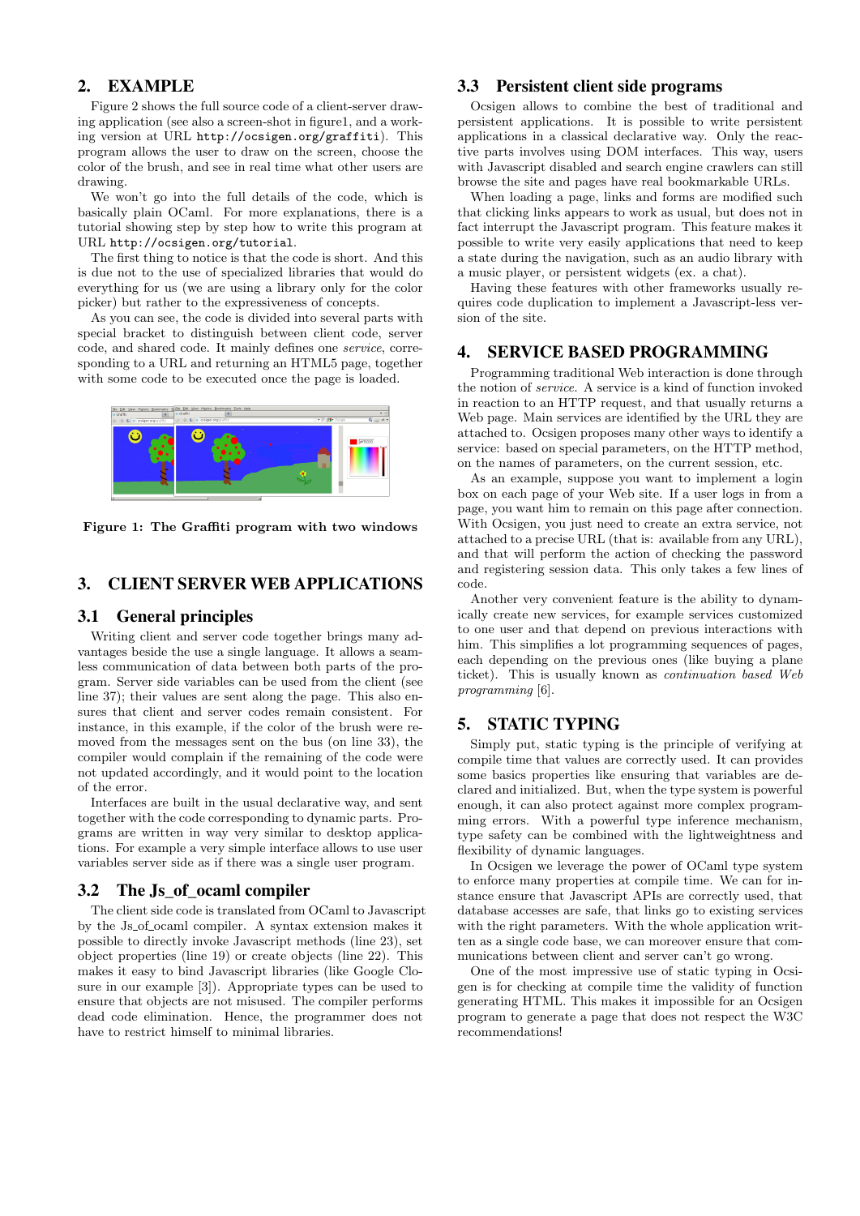## 2. EXAMPLE

Figure 2 shows the full source code of a client-server drawing application (see also a screen-shot in figure1, and a working version at URL `http://ocsigen.org/graffiti`). This program allows the user to draw on the screen, choose the color of the brush, and see in real time what other users are drawing.

We won't go into the full details of the code, which is basically plain OCaml. For more explanations, there is a tutorial showing step by step how to write this program at URL `http://ocsigen.org/tutorial`.

The first thing to notice is that the code is short. And this is due not to the use of specialized libraries that would do everything for us (we are using a library only for the color picker) but rather to the expressiveness of concepts.

As you can see, the code is divided into several parts with special bracket to distinguish between client code, server code, and shared code. It mainly defines one *service*, corresponding to a URL and returning an HTML5 page, together with some code to be executed once the page is loaded.

**Figure 1: The Graffiti program with two windows**

## 3. CLIENT SERVER WEB APPLICATIONS

### 3.1 General principles

Writing client and server code together brings many advantages beside the use a single language. It allows a seamless communication of data between both parts of the program. Server side variables can be used from the client (see line 37); their values are sent along the page. This also ensures that client and server codes remain consistent. For instance, in this example, if the color of the brush were removed from the messages sent on the bus (on line 33), the compiler would complain if the remaining of the code were not updated accordingly, and it would point to the location of the error.

Interfaces are built in the usual declarative way, and sent together with the code corresponding to dynamic parts. Programs are written in way very similar to desktop applications. For example a very simple interface allows to use user variables server side as if there was a single user program.

### 3.2 The Js_of_ocaml compiler

The client side code is translated from OCaml to Javascript by the Js_of_ocaml compiler. A syntax extension makes it possible to directly invoke Javascript methods (line 23), set object properties (line 19) or create objects (line 22). This makes it easy to bind Javascript libraries (like Google Closure in our example [3]). Appropriate types can be used to ensure that objects are not misused. The compiler performs dead code elimination. Hence, the programmer does not have to restrict himself to minimal libraries.

### 3.3 Persistent client side programs

Ocsigen allows to combine the best of traditional and persistent applications. It is possible to write persistent applications in a classical declarative way. Only the reactive parts involves using DOM interfaces. This way, users with Javascript disabled and search engine crawlers can still browse the site and pages have real bookmarkable URLs.

When loading a page, links and forms are modified such that clicking links appears to work as usual, but does not in fact interrupt the Javascript program. This feature makes it possible to write very easily applications that need to keep a state during the navigation, such as an audio library with a music player, or persistent widgets (ex. a chat).

Having these features with other frameworks usually requires code duplication to implement a Javascript-less version of the site.

## 4. SERVICE BASED PROGRAMMING

Programming traditional Web interaction is done through the notion of *service*. A service is a kind of function invoked in reaction to an HTTP request, and that usually returns a Web page. Main services are identified by the URL they are attached to. Ocsigen proposes many other ways to identify a service: based on special parameters, on the HTTP method, on the names of parameters, on the current session, etc.

As an example, suppose you want to implement a login box on each page of your Web site. If a user logs in from a page, you want him to remain on this page after connection. With Ocsigen, you just need to create an extra service, not attached to a precise URL (that is: available from any URL), and that will perform the action of checking the password and registering session data. This only takes a few lines of code.

Another very convenient feature is the ability to dynamically create new services, for example services customized to one user and that depend on previous interactions with him. This simplifies a lot programming sequences of pages, each depending on the previous ones (like buying a plane ticket). This is usually known as *continuation based Web programming* [6].

## 5. STATIC TYPING

Simply put, static typing is the principle of verifying at compile time that values are correctly used. It can provides some basics properties like ensuring that variables are declared and initialized. But, when the type system is powerful enough, it can also protect against more complex programming errors. With a powerful type inference mechanism, type safety can be combined with the lightweightness and flexibility of dynamic languages.

In Ocsigen we leverage the power of OCaml type system to enforce many properties at compile time. We can for instance ensure that Javascript APIs are correctly used, that database accesses are safe, that links go to existing services with the right parameters. With the whole application written as a single code base, we can moreover ensure that communications between client and server can't go wrong.

One of the most impressive use of static typing in Ocsigen is for checking at compile time the validity of function generating HTML. This makes it impossible for an Ocsigen program to generate a page that does not respect the W3C recommendations!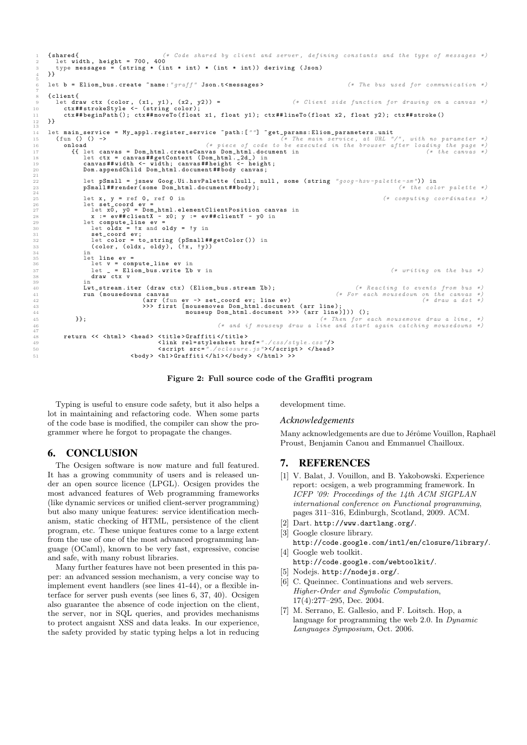```
{shared{                     (* Code shared by client and server, defining constants and the type of messages *)
  let width, height = 700, 400
  type messages = (string * (int * int) * (int * int)) deriving (Json)
}}

let b = Eliom_bus.create ~name:"graff" Json.t<messages>                        (* The bus used for communication *)

{client{
  let draw ctx (color, (x1, y1), (x2, y2)) =                     (* Client side function for drawing on a canvas *)
    ctx##strokeStyle <- (string color);
    ctx##beginPath(); ctx##moveTo(float x1, float y1); ctx##lineTo(float x2, float y2); ctx##stroke()
}}

let main_service = My_appl.register_service ~path:[""] ~get_params:Eliom_parameters.unit
  (fun () () ->                                                  (* The main service, at URL "/", with no parameter *)
    onload                                  (* piece of code to be executed in the browser after loading the page *)
      {{ let canvas = Dom_html.createCanvas Dom_html.document in                                   (* the canvas *)
         let ctx = canvas##getContext (Dom_html._2d_) in
         canvas##width <- width; canvas##height <- height;
         Dom.appendChild Dom_html.document##body canvas;

         let pSmall = jsnew Goog.Ui.hsvPalette (null, null, some (string "goog-hsv-palette-sm")) in
         pSmall##render(some Dom_html.document##body);                                     (* the color palette *)

         let x, y = ref 0, ref 0 in                                                    (* computing coordinates *)
         let set_coord ev =
           let x0, y0 = Dom_html.elementClientPosition canvas in
           x := ev##clientX - x0; y := ev##clientY - y0 in
         let compute_line ev =
           let oldx = !x and oldy = !y in
           set_coord ev;
           let color = to_string (pSmall##getColor()) in
           (color, (oldx, oldy), (!x, !y))
         in
         let line ev =
           let v = compute_line ev in
           let _ = Eliom_bus.write %b v in                                                  (* writing on the bus *)
           draw ctx v
         in
         Lwt_stream.iter (draw ctx) (Eliom_bus.stream %b);                          (* Reacting to events from bus *)
         run (mousedowns canvas                                                 (* For each mousedown on the canvas *)
                (arr (fun ev -> set_coord ev; line ev)                                                (* draw a dot *)
                 >>> first [mousemoves Dom_html.document (arr line);
                            mouseup Dom_html.document >>> (arr line)])) ();
      }};                                                                 (* Then for each mousemove draw a line, *)
                                                      (* and if mouseup draw a line and start again catching mousedowns *)

    return << <html> <head> <title>Graffiti</title>
                            <link rel=stylesheet href="./css/style.css"/>
                            <script src="./oclosure.js"></script> </head>
                     <body> <h1>Graffiti</h1></body> </html> >>
```

**Figure 2: Full source code of the Graffiti program**

Typing is useful to ensure code safety, but it also helps a lot in maintaining and refactoring code. When some parts of the code base is modified, the compiler can show the programmer where he forgot to propagate the changes.

## 6. CONCLUSION

The Ocsigen software is now mature and full featured. It has a growing community of users and is released under an open source licence (LPGL). Ocsigen provides the most advanced features of Web programming frameworks (like dynamic services or unified client-server programming) but also many unique features: service identification mechanism, static checking of HTML, persistence of the client program, etc. These unique features come to a large extent from the use of one of the most advanced programming language (OCaml), known to be very fast, expressive, concise and safe, with many robust libraries.

Many further features have not been presented in this paper: an advanced session mechanism, a very concise way to implement event handlers (see lines 41-44), or a flexible interface for server push events (see lines 6, 37, 40). Ocsigen also guarantee the absence of code injection on the client, the server, nor in SQL queries, and provides mechanisms to protect angaisnt XSS and data leaks. In our experience, the safety provided by static typing helps a lot in reducing development time.

### *Acknowledgements*

Many acknowledgements are due to Jérôme Vouillon, Raphaël Proust, Benjamin Canou and Emmanuel Chailloux.

## 7. REFERENCES

[1] V. Balat, J. Vouillon, and B. Yakobowski. Experience report: ocsigen, a web programming framework. In *ICFP '09: Proceedings of the 14th ACM SIGPLAN international conference on Functional programming*, pages 311–316, Edinburgh, Scotland, 2009. ACM.

[2] Dart. http://www.dartlang.org/.

[3] Google closure library. http://code.google.com/intl/en/closure/library/.

[4] Google web toolkit. http://code.google.com/webtoolkit/.

[5] Nodejs. http://nodejs.org/.

[6] C. Queinnec. Continuations and web servers. *Higher-Order and Symbolic Computation*, 17(4):277–295, Dec. 2004.

[7] M. Serrano, E. Gallesio, and F. Loitsch. Hop, a language for programming the web 2.0. In *Dynamic Languages Symposium*, Oct. 2006.